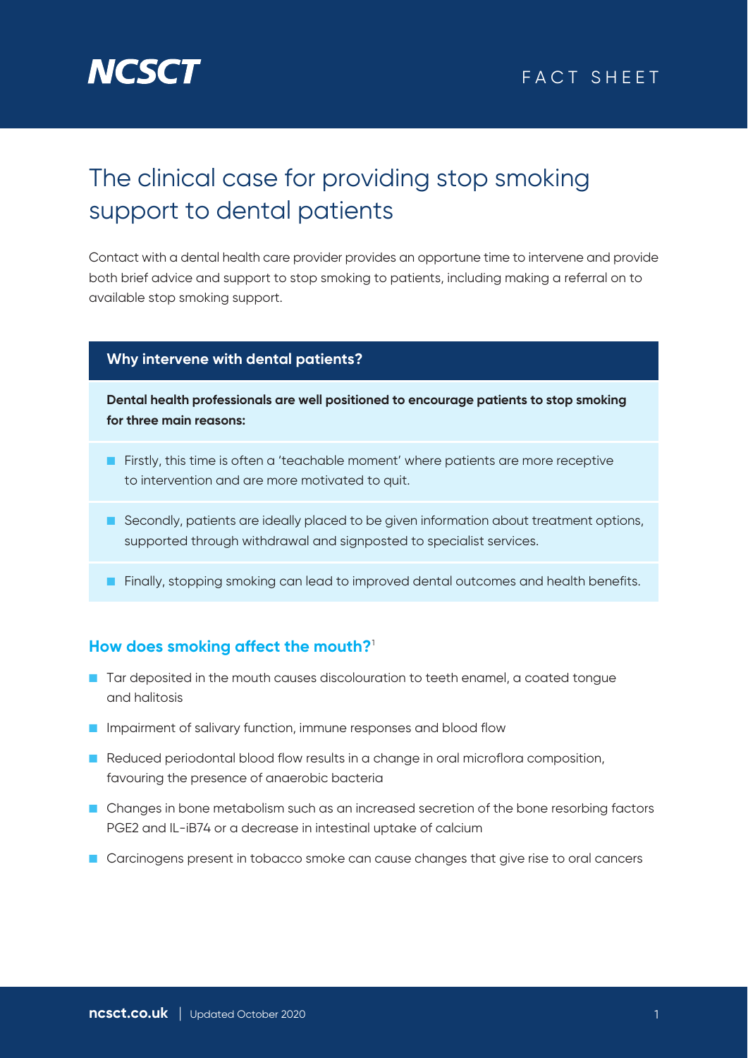NCSCT

FACT SHEET

# The clinical case for providing stop smoking support to dental patients

Contact with a dental health care provider provides an opportune time to intervene and provide both brief advice and support to stop smoking to patients, including making a referral on to available stop smoking support.

## Why intervene with dental patients?

**Dental health professionals are well positioned to encourage patients to stop smoking for three main reasons:**

- Firstly, this time is often a 'teachable moment' where patients are more receptive to intervention and are more motivated to quit.
- Secondly, patients are ideally placed to be given information about treatment options, supported through withdrawal and signposted to specialist services.
- Finally, stopping smoking can lead to improved dental outcomes and health benefits.

## How does smoking affect the mouth?[1]

- Tar deposited in the mouth causes discolouration to teeth enamel, a coated tongue and halitosis
- Impairment of salivary function, immune responses and blood flow
- Reduced periodontal blood flow results in a change in oral microflora composition, favouring the presence of anaerobic bacteria
- Changes in bone metabolism such as an increased secretion of the bone resorbing factors PGE2 and IL-iB74 or a decrease in intestinal uptake of calcium
- Carcinogens present in tobacco smoke can cause changes that give rise to oral cancers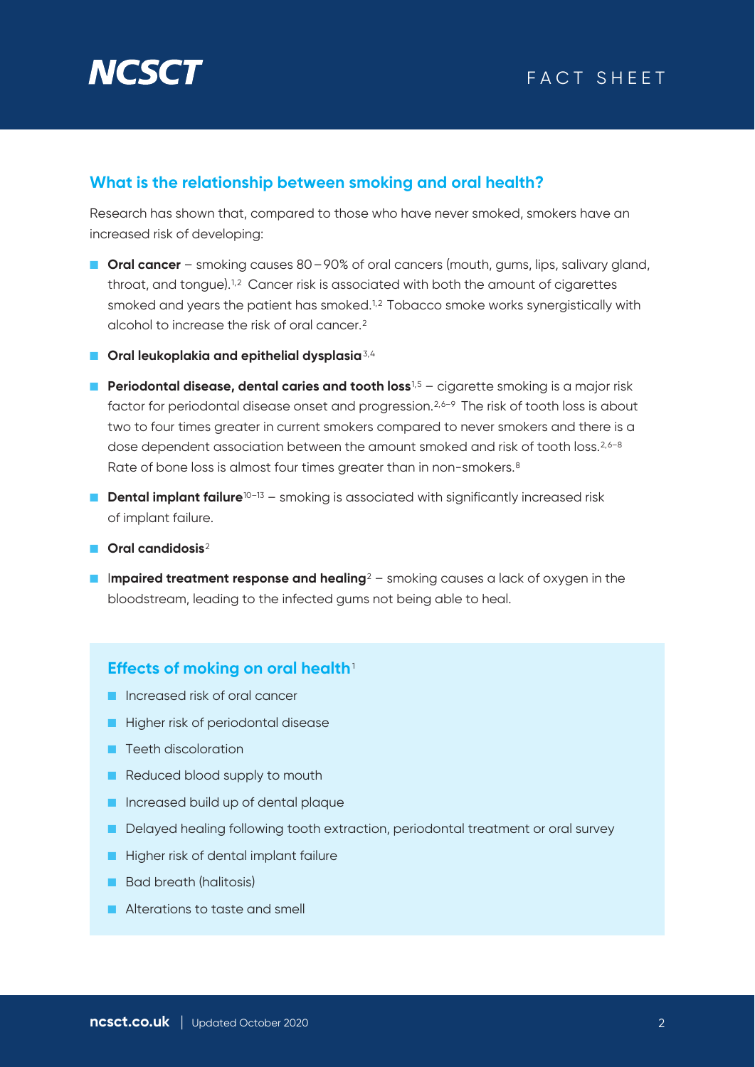## What is the relationship between smoking and oral health?

Research has shown that, compared to those who have never smoked, smokers have an increased risk of developing:

- **Oral cancer** – smoking causes 80 – 90% of oral cancers (mouth, gums, lips, salivary gland, throat, and tongue).[1,2] Cancer risk is associated with both the amount of cigarettes smoked and years the patient has smoked.[1,2] Tobacco smoke works synergistically with alcohol to increase the risk of oral cancer.[2]
- **Oral leukoplakia and epithelial dysplasia**[3,4]
- **Periodontal disease, dental caries and tooth loss**[1,5] – cigarette smoking is a major risk factor for periodontal disease onset and progression.[2,6–9] The risk of tooth loss is about two to four times greater in current smokers compared to never smokers and there is a dose dependent association between the amount smoked and risk of tooth loss.[2,6–8] Rate of bone loss is almost four times greater than in non-smokers.[8]
- **Dental implant failure**[10–13] – smoking is associated with significantly increased risk of implant failure.
- **Oral candidosis**[2]
- I**mpaired treatment response and healing**[2] – smoking causes a lack of oxygen in the bloodstream, leading to the infected gums not being able to heal.

### Effects of moking on oral health[1]

- Increased risk of oral cancer
- Higher risk of periodontal disease
- Teeth discoloration
- Reduced blood supply to mouth
- Increased build up of dental plaque
- Delayed healing following tooth extraction, periodontal treatment or oral survey
- Higher risk of dental implant failure
- Bad breath (halitosis)
- Alterations to taste and smell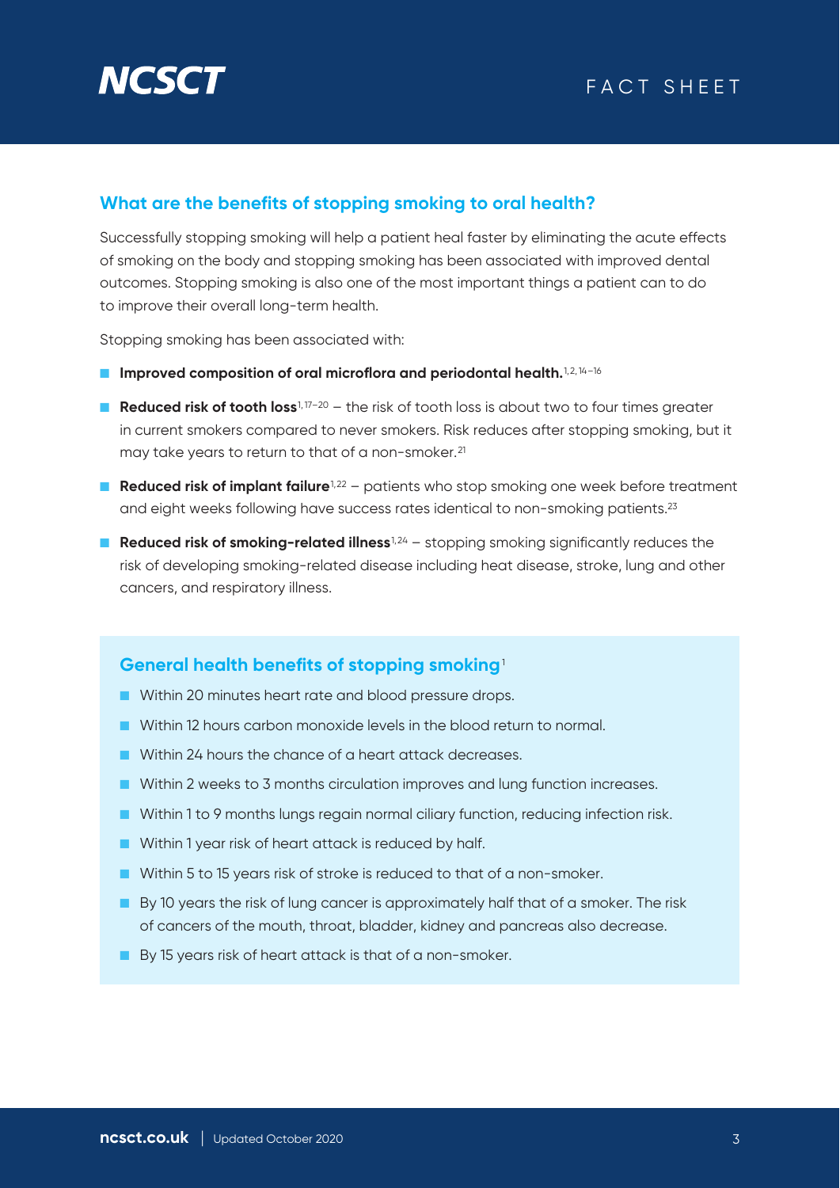## What are the benefits of stopping smoking to oral health?

Successfully stopping smoking will help a patient heal faster by eliminating the acute effects of smoking on the body and stopping smoking has been associated with improved dental outcomes. Stopping smoking is also one of the most important things a patient can to do to improve their overall long-term health.

Stopping smoking has been associated with:

- **Improved composition of oral microflora and periodontal health.**[1,2,14–16]
- **Reduced risk of tooth loss**[1,17–20] – the risk of tooth loss is about two to four times greater in current smokers compared to never smokers. Risk reduces after stopping smoking, but it may take years to return to that of a non-smoker.[21]
- **Reduced risk of implant failure**[1,22] – patients who stop smoking one week before treatment and eight weeks following have success rates identical to non-smoking patients.[23]
- **Reduced risk of smoking-related illness**[1,24] – stopping smoking significantly reduces the risk of developing smoking-related disease including heat disease, stroke, lung and other cancers, and respiratory illness.

### General health benefits of stopping smoking[1]

- Within 20 minutes heart rate and blood pressure drops.
- Within 12 hours carbon monoxide levels in the blood return to normal.
- Within 24 hours the chance of a heart attack decreases.
- Within 2 weeks to 3 months circulation improves and lung function increases.
- Within 1 to 9 months lungs regain normal ciliary function, reducing infection risk.
- Within 1 year risk of heart attack is reduced by half.
- Within 5 to 15 years risk of stroke is reduced to that of a non-smoker.
- By 10 years the risk of lung cancer is approximately half that of a smoker. The risk of cancers of the mouth, throat, bladder, kidney and pancreas also decrease.
- By 15 years risk of heart attack is that of a non-smoker.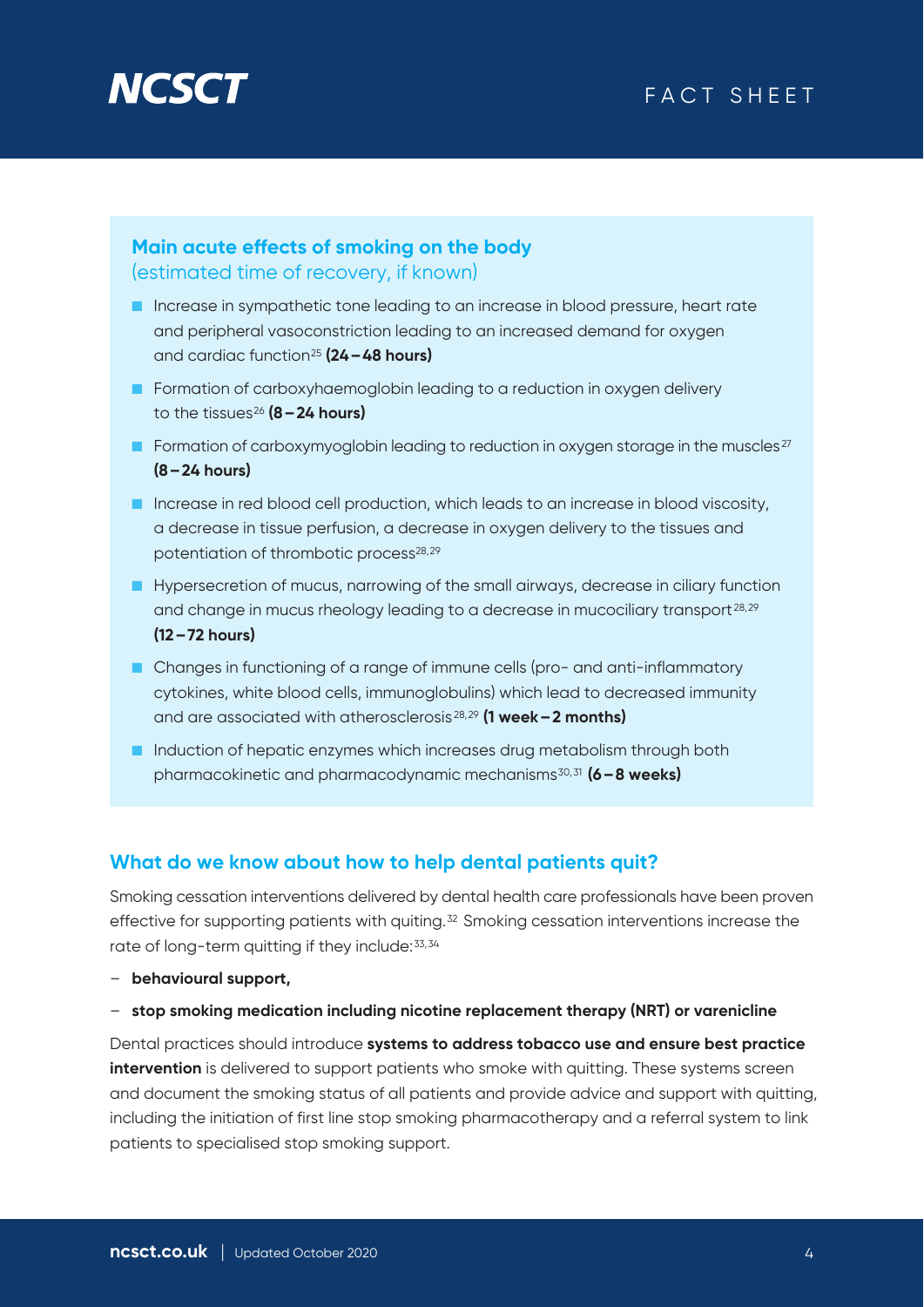## Main acute effects of smoking on the body

(estimated time of recovery, if known)

- Increase in sympathetic tone leading to an increase in blood pressure, heart rate and peripheral vasoconstriction leading to an increased demand for oxygen and cardiac function[25] **(24 – 48 hours)**
- Formation of carboxyhaemoglobin leading to a reduction in oxygen delivery to the tissues[26] **(8 – 24 hours)**
- Formation of carboxymyoglobin leading to reduction in oxygen storage in the muscles[27] **(8 – 24 hours)**
- Increase in red blood cell production, which leads to an increase in blood viscosity, a decrease in tissue perfusion, a decrease in oxygen delivery to the tissues and potentiation of thrombotic process[28,29]
- Hypersecretion of mucus, narrowing of the small airways, decrease in ciliary function and change in mucus rheology leading to a decrease in mucociliary transport[28,29] **(12 – 72 hours)**
- Changes in functioning of a range of immune cells (pro- and anti-inflammatory cytokines, white blood cells, immunoglobulins) which lead to decreased immunity and are associated with atherosclerosis[28,29] **(1 week – 2 months)**
- Induction of hepatic enzymes which increases drug metabolism through both pharmacokinetic and pharmacodynamic mechanisms[30,31] **(6 – 8 weeks)**

## What do we know about how to help dental patients quit?

Smoking cessation interventions delivered by dental health care professionals have been proven effective for supporting patients with quiting.[32] Smoking cessation interventions increase the rate of long-term quitting if they include:[33,34]

- **behavioural support,**
- **stop smoking medication including nicotine replacement therapy (NRT) or varenicline**

Dental practices should introduce **systems to address tobacco use and ensure best practice intervention** is delivered to support patients who smoke with quitting. These systems screen and document the smoking status of all patients and provide advice and support with quitting, including the initiation of first line stop smoking pharmacotherapy and a referral system to link patients to specialised stop smoking support.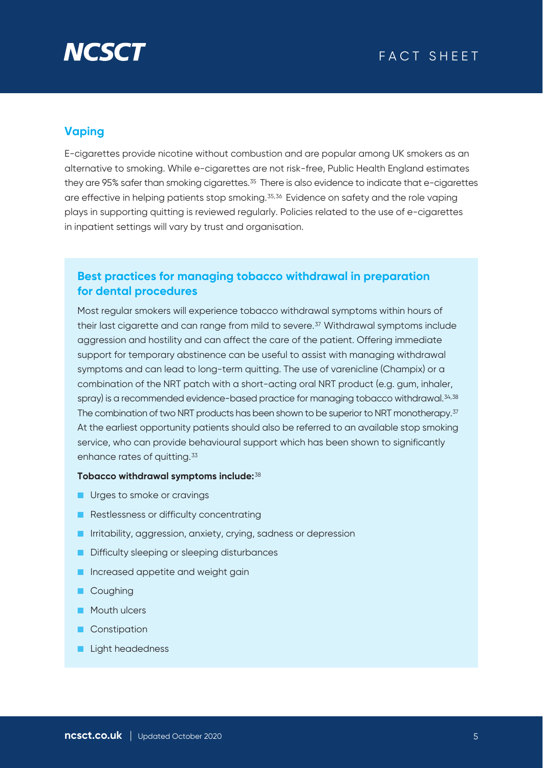## Vaping

E-cigarettes provide nicotine without combustion and are popular among UK smokers as an alternative to smoking. While e-cigarettes are not risk-free, Public Health England estimates they are 95% safer than smoking cigarettes.[35] There is also evidence to indicate that e-cigarettes are effective in helping patients stop smoking.[35,36] Evidence on safety and the role vaping plays in supporting quitting is reviewed regularly. Policies related to the use of e-cigarettes in inpatient settings will vary by trust and organisation.

### Best practices for managing tobacco withdrawal in preparation for dental procedures

Most regular smokers will experience tobacco withdrawal symptoms within hours of their last cigarette and can range from mild to severe.[37] Withdrawal symptoms include aggression and hostility and can affect the care of the patient. Offering immediate support for temporary abstinence can be useful to assist with managing withdrawal symptoms and can lead to long-term quitting. The use of varenicline (Champix) or a combination of the NRT patch with a short-acting oral NRT product (e.g. gum, inhaler, spray) is a recommended evidence-based practice for managing tobacco withdrawal.[34,38] The combination of two NRT products has been shown to be superior to NRT monotherapy.[37] At the earliest opportunity patients should also be referred to an available stop smoking service, who can provide behavioural support which has been shown to significantly enhance rates of quitting.[33]

**Tobacco withdrawal symptoms include:**[38]

- Urges to smoke or cravings
- Restlessness or difficulty concentrating
- Irritability, aggression, anxiety, crying, sadness or depression
- Difficulty sleeping or sleeping disturbances
- Increased appetite and weight gain
- Coughing
- Mouth ulcers
- Constipation
- Light headedness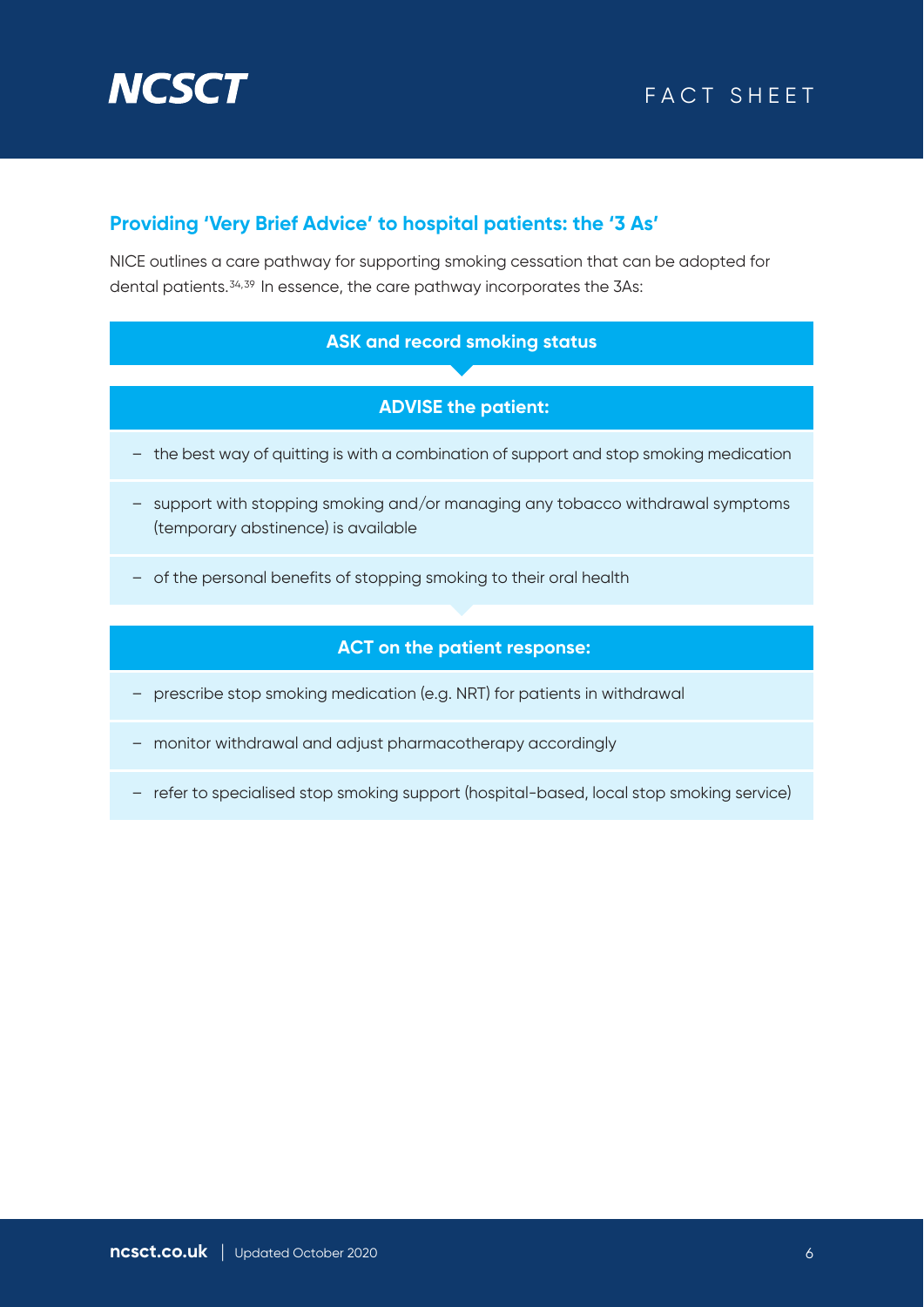## Providing 'Very Brief Advice' to hospital patients: the '3 As'

NICE outlines a care pathway for supporting smoking cessation that can be adopted for dental patients.[34,39] In essence, the care pathway incorporates the 3As:

**ASK and record smoking status**

**ADVISE the patient:**

- the best way of quitting is with a combination of support and stop smoking medication
- support with stopping smoking and/or managing any tobacco withdrawal symptoms (temporary abstinence) is available
- of the personal benefits of stopping smoking to their oral health

**ACT on the patient response:**

- prescribe stop smoking medication (e.g. NRT) for patients in withdrawal
- monitor withdrawal and adjust pharmacotherapy accordingly
- refer to specialised stop smoking support (hospital-based, local stop smoking service)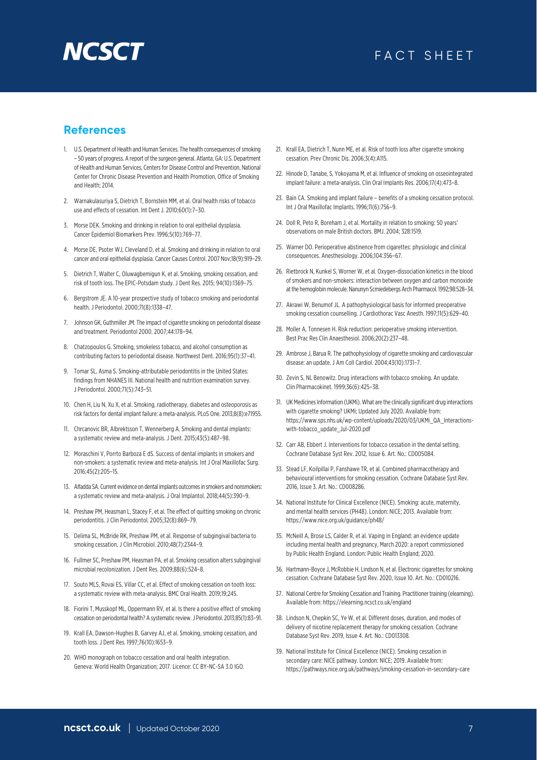## References

1. U.S. Department of Health and Human Services. The health consequences of smoking – 50 years of progress. A report of the surgeon general. Atlanta, GA: U.S. Department of Health and Human Services, Centers for Disease Control and Prevention, National Center for Chronic Disease Prevention and Health Promotion, Office of Smoking and Health; 2014.
2. Warnakulasuriya S, Dietrich T, Bornstein MM, et al. Oral health risks of tobacco use and effects of cessation. Int Dent J. 2010;60(1):7–30.
3. Morse DEK. Smoking and drinking in relation to oral epithelial dysplasia. Cancer Epidemiol Biomarkers Prev. 1996;5(10):769–77.
4. Morse DE, Psoter WJ, Cleveland D, et al. Smoking and drinking in relation to oral cancer and oral epithelial dysplasia. Cancer Causes Control. 2007 Nov;18(9):919–29.
5. Dietrich T, Walter C, Oluwagbemigun K, et al. Smoking, smoking cessation, and risk of tooth loss. The EPIC-Potsdam study. J Dent Res. 2015; 94(10):1369–75.
6. Bergstrom JE. A 10-year prospective study of tobacco smoking and periodontal health. J Periodontol. 2000;71(8):1338–47.
7. Johnson GK, Guthmiller JM. The impact of cigarette smoking on periodontal disease and treatment. Periodontol 2000. 2007;44:178–94.
8. Chatzopoulos G. Smoking, smokeless tobacco, and alcohol consumption as contributing factors to periodontal disease. Northwest Dent. 2016;95(1):37–41.
9. Tomar SL, Asma S. Smoking-attributable periodontitis in the United States: findings from NHANES III. National health and nutrition examination survey. J Periodontol. 2000;71(5):743–51.
10. Chen H, Liu N, Xu X, et al. Smoking, radiotherapy, diabetes and osteoporosis as risk factors for dental implant failure: a meta-analysis. PLoS One. 2013;8(8):e71955.
11. Chrcanovic BR, Albrektsson T, Wennerberg A. Smoking and dental implants: a systematic review and meta-analysis. J Dent. 2015;43(5):487–98.
12. Moraschini V, Porrto Barboza E dS. Success of dental implants in smokers and non-smokers: a systematic review and meta-analysis. Int J Oral Maxillofac Surg. 2016;45(2):205–15.
13. Alfadda SA. Current evidence on dental implants outcomes in smokers and nonsmokers: a systematic review and meta-analysis. J Oral Implantol. 2018;44(5):390–9.
14. Preshaw PM, Heasman L, Stacey F, et al. The effect of quitting smoking on chronic periodontitis. J Clin Periodontol. 2005;32(8):869–79.
15. Delima SL, McBride RK, Preshaw PM, et al. Response of subgingival bacteria to smoking cessation. J Clin Microbiol. 2010;48(7):2344–9.
16. Fullmer SC, Preshaw PM, Heasman PA, et al. Smoking cessation alters subgingival microbial recolonization. J Dent Res. 2009;88(6):524–8.
17. Souto MLS, Rovai ES, Villar CC, et al. Effect of smoking cessation on tooth loss: a systematic review with meta-analysis. BMC Oral Health. 2019;19;245.
18. Fiorini T, Musskopf ML, Oppermann RV, et al. Is there a positive effect of smoking cessation on periodontal health? A systematic review. J Periodontol. 2013;85(1):83–91.
19. Krall EA, Dawson-Hughes B, Garvey AJ, et al. Smoking, smoking cessation, and tooth loss. J Dent Res. 1997;76(10):1653–9.
20. WHO monograph on tobacco cessation and oral health integration. Geneva: World Health Organization; 2017. Licence: CC BY-NC-SA 3.0 IGO.
21. Krall EA, Dietrich T, Nunn ME, et al. Risk of tooth loss after cigarette smoking cessation. Prev Chronic Dis. 2006;3(4):A115.
22. Hinode D, Tanabe, S, Yokoyama M, et al. Influence of smoking on osseointegrated implant failure: a meta-analysis. Clin Oral Implants Res. 2006;17(4):473–8.
23. Bain CA. Smoking and implant failure – benefits of a smoking cessation protocol. Int J Oral Maxillofac Implants. 1996;11(6):756–9.
24. Doll R, Peto R, Boreham J, et al. Mortality in relation to smoking: 50 years' observations on male British doctors. BMJ. 2004; 328:1519.
25. Warner DO. Perioperative abstinence from cigarettes: physiologic and clinical consequences. Anesthesiology. 2006;104:356–67.
26. Rietbrock N, Kunkel S, Worner W, et al. Oxygen-dissociation kinetics in the blood of smokers and non-smokers: interaction between oxygen and carbon monoxide at the hemoglobin molecule. Nanunyn Scmiedebergs Arch Pharmacol. 1992;98:528–34.
27. Akrawi W, Benumof JL. A pathophysiological basis for informed preoperative smoking cessation counselling. J Cardiothorac Vasc Anesth. 1997;11(5):629–40.
28. Moller A, Tonnesen H. Risk reduction: perioperative smoking intervention. Best Prac Res Clin Anaesthesiol. 2006;20(2):237–48.
29. Ambrose J, Barua R. The pathophysiology of cigarette smoking and cardiovascular disease: an update. J Am Coll Cardiol. 2004;43(10):1731–7.
30. Zevin S, NL Benowitz. Drug interactions with tobacco smoking. An update. Clin Pharmacokinet. 1999;36(6):425–38.
31. UK Medicines Information (UKMi). What are the clinically significant drug interactions with cigarette smoking? UKMi; Updated July 2020. Available from: https://www.sps.nhs.uk/wp-content/uploads/2020/03/UKMi_QA_Interactions-with-tobacco_update_Jul-2020.pdf
32. Carr AB, Ebbert J. Interventions for tobacco cessation in the dental setting. Cochrane Database Syst Rev. 2012, Issue 6. Art. No.: CD005084.
33. Stead LF, Koilpillai P, Fanshawe TR, et al. Combined pharmacotherapy and behavioural interventions for smoking cessation. Cochrane Database Syst Rev. 2016, Issue 3. Art. No.: CD008286.
34. National Institute for Clinical Excellence (NICE). Smoking: acute, maternity, and mental health services (PH48). London: NICE; 2013. Available from: https://www.nice.org.uk/guidance/ph48/
35. McNeill A, Brose LS, Calder R, et al. Vaping in England: an evidence update including mental health and pregnancy, March 2020: a report commissioned by Public Health England. London: Public Health England; 2020.
36. Hartmann-Boyce J, McRobbie H, Lindson N, et al. Electronic cigarettes for smoking cessation. Cochrane Database Syst Rev. 2020, Issue 10. Art. No.: CD010216.
37. National Centre for Smoking Cessation and Training. Practitioner training (elearning). Available from: https://elearning.ncsct.co.uk/england
38. Lindson N, Chepkin SC, Ye W, et al. Different doses, duration, and modes of delivery of nicotine replacement therapy for smoking cessation. Cochrane Database Syst Rev. 2019, Issue 4. Art. No.: CD013308.
39. National Institute for Clinical Excellence (NICE). Smoking cessation in secondary care: NICE pathway. London: NICE; 2019. Available from: https://pathways.nice.org.uk/pathways/smoking-cessation-in-secondary-care